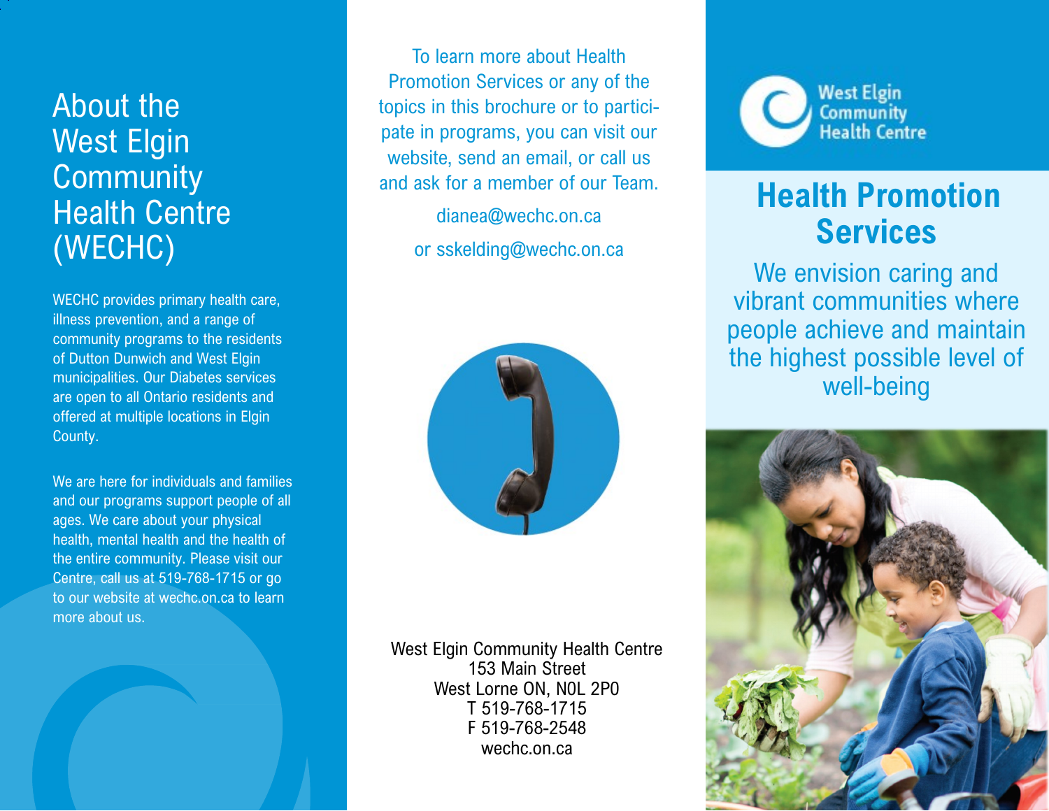# About the West Elgin Community Health Centre (WECHC)

WECHC provides primary health care, illness prevention, and a range of community programs to the residents of Dutton Dunwich and West Elgin municipalities. Our Diabetes services are open to all Ontario residents and offered at multiple locations in Elgin County.

We are here for individuals and families and our programs support people of all ages. We care about your physical health, mental health and the health of the entire community. Please visit our Centre, call us at 519-768-1715 or go to our website at wechc.on.ca to learn more about us.

To learn more about Health Promotion Services or any of the topics in this brochure or to participate in programs, you can visit our website, send an email, or call us and ask for a member of our Team.

dianea@wechc.on.ca

or sskelding@wechc.on.ca

West Elgin Community Health Centre
153 Main Street
West Lorne ON, N0L 2P0
T 519-768-1715
F 519-768-2548
wechc.on.ca

West Elgin Community Health Centre

# Health Promotion Services

We envision caring and vibrant communities where people achieve and maintain the highest possible level of well-being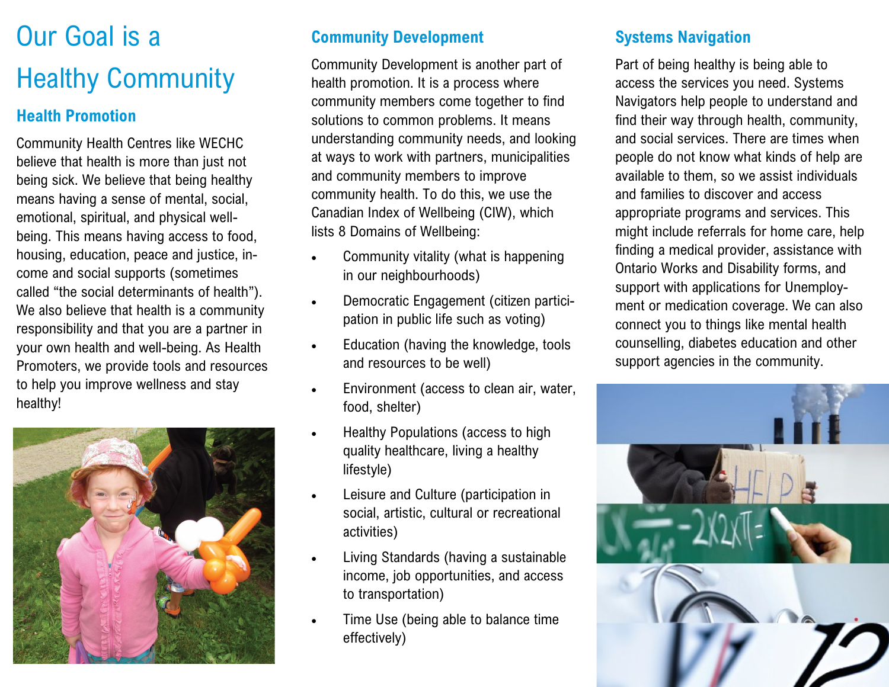# Our Goal is a Healthy Community

## Health Promotion

Community Health Centres like WECHC believe that health is more than just not being sick. We believe that being healthy means having a sense of mental, social, emotional, spiritual, and physical well-being. This means having access to food, housing, education, peace and justice, income and social supports (sometimes called "the social determinants of health"). We also believe that health is a community responsibility and that you are a partner in your own health and well-being. As Health Promoters, we provide tools and resources to help you improve wellness and stay healthy!

## Community Development

Community Development is another part of health promotion. It is a process where community members come together to find solutions to common problems. It means understanding community needs, and looking at ways to work with partners, municipalities and community members to improve community health. To do this, we use the Canadian Index of Wellbeing (CIW), which lists 8 Domains of Wellbeing:

- Community vitality (what is happening in our neighbourhoods)
- Democratic Engagement (citizen participation in public life such as voting)
- Education (having the knowledge, tools and resources to be well)
- Environment (access to clean air, water, food, shelter)
- Healthy Populations (access to high quality healthcare, living a healthy lifestyle)
- Leisure and Culture (participation in social, artistic, cultural or recreational activities)
- Living Standards (having a sustainable income, job opportunities, and access to transportation)
- Time Use (being able to balance time effectively)

## Systems Navigation

Part of being healthy is being able to access the services you need. Systems Navigators help people to understand and find their way through health, community, and social services. There are times when people do not know what kinds of help are available to them, so we assist individuals and families to discover and access appropriate programs and services. This might include referrals for home care, help finding a medical provider, assistance with Ontario Works and Disability forms, and support with applications for Unemployment or medication coverage. We can also connect you to things like mental health counselling, diabetes education and other support agencies in the community.